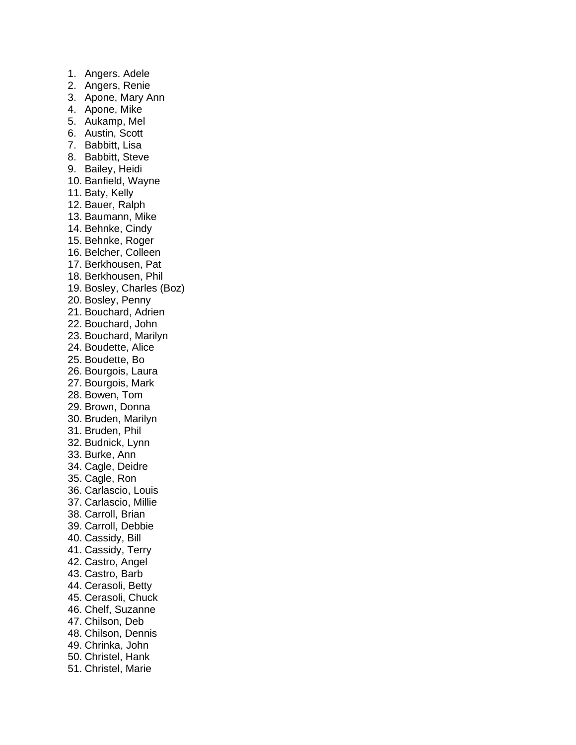1. Angers. Adele
2. Angers, Renie
3. Apone, Mary Ann
4. Apone, Mike
5. Aukamp, Mel
6. Austin, Scott
7. Babbitt, Lisa
8. Babbitt, Steve
9. Bailey, Heidi
10. Banfield, Wayne
11. Baty, Kelly
12. Bauer, Ralph
13. Baumann, Mike
14. Behnke, Cindy
15. Behnke, Roger
16. Belcher, Colleen
17. Berkhousen, Pat
18. Berkhousen, Phil
19. Bosley, Charles (Boz)
20. Bosley, Penny
21. Bouchard, Adrien
22. Bouchard, John
23. Bouchard, Marilyn
24. Boudette, Alice
25. Boudette, Bo
26. Bourgois, Laura
27. Bourgois, Mark
28. Bowen, Tom
29. Brown, Donna
30. Bruden, Marilyn
31. Bruden, Phil
32. Budnick, Lynn
33. Burke, Ann
34. Cagle, Deidre
35. Cagle, Ron
36. Carlascio, Louis
37. Carlascio, Millie
38. Carroll, Brian
39. Carroll, Debbie
40. Cassidy, Bill
41. Cassidy, Terry
42. Castro, Angel
43. Castro, Barb
44. Cerasoli, Betty
45. Cerasoli, Chuck
46. Chelf, Suzanne
47. Chilson, Deb
48. Chilson, Dennis
49. Chrinka, John
50. Christel, Hank
51. Christel, Marie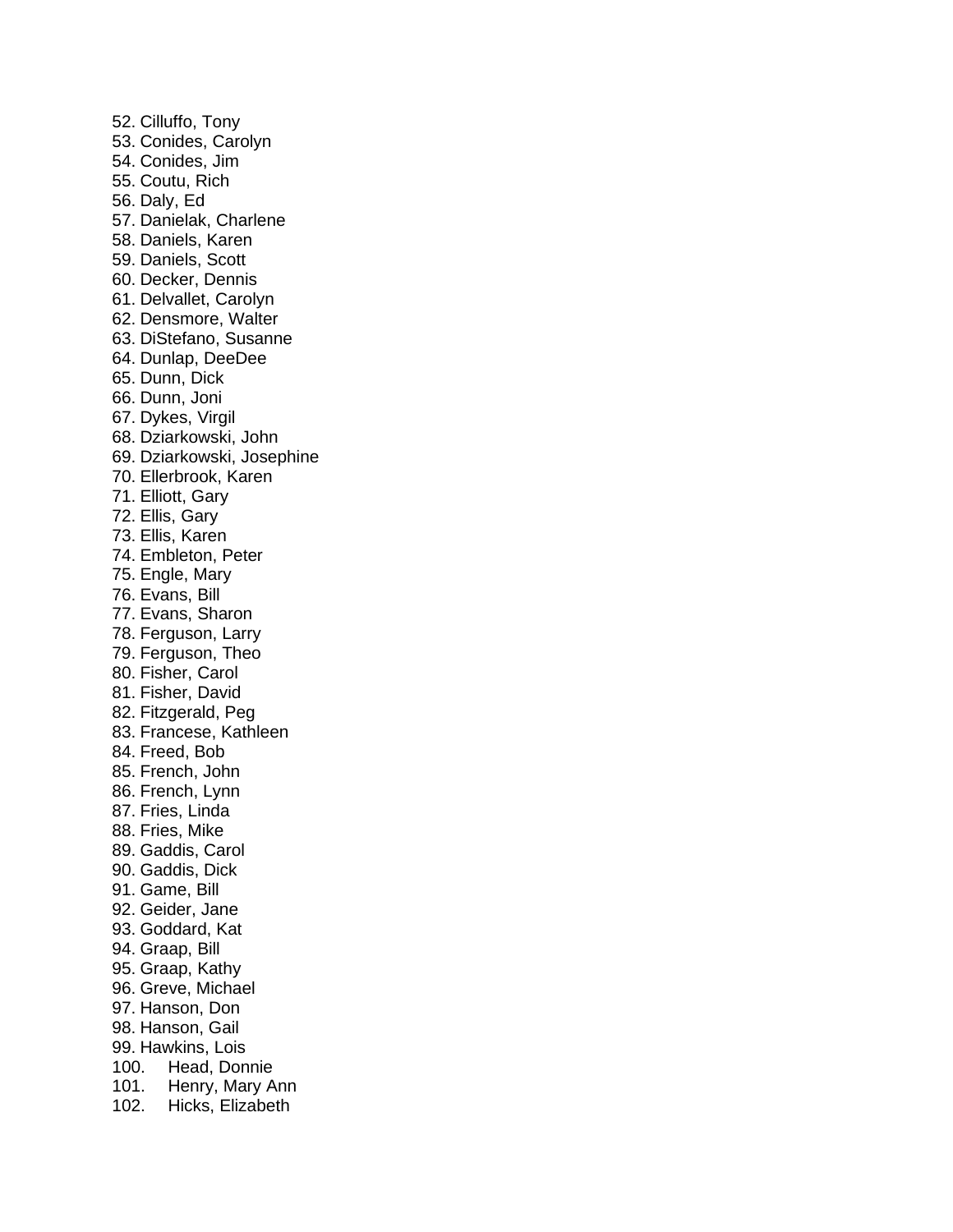52. Cilluffo, Tony
53. Conides, Carolyn
54. Conides, Jim
55. Coutu, Rich
56. Daly, Ed
57. Danielak, Charlene
58. Daniels, Karen
59. Daniels, Scott
60. Decker, Dennis
61. Delvallet, Carolyn
62. Densmore, Walter
63. DiStefano, Susanne
64. Dunlap, DeeDee
65. Dunn, Dick
66. Dunn, Joni
67. Dykes, Virgil
68. Dziarkowski, John
69. Dziarkowski, Josephine
70. Ellerbrook, Karen
71. Elliott, Gary
72. Ellis, Gary
73. Ellis, Karen
74. Embleton, Peter
75. Engle, Mary
76. Evans, Bill
77. Evans, Sharon
78. Ferguson, Larry
79. Ferguson, Theo
80. Fisher, Carol
81. Fisher, David
82. Fitzgerald, Peg
83. Francese, Kathleen
84. Freed, Bob
85. French, John
86. French, Lynn
87. Fries, Linda
88. Fries, Mike
89. Gaddis, Carol
90. Gaddis, Dick
91. Game, Bill
92. Geider, Jane
93. Goddard, Kat
94. Graap, Bill
95. Graap, Kathy
96. Greve, Michael
97. Hanson, Don
98. Hanson, Gail
99. Hawkins, Lois
100. Head, Donnie
101. Henry, Mary Ann
102. Hicks, Elizabeth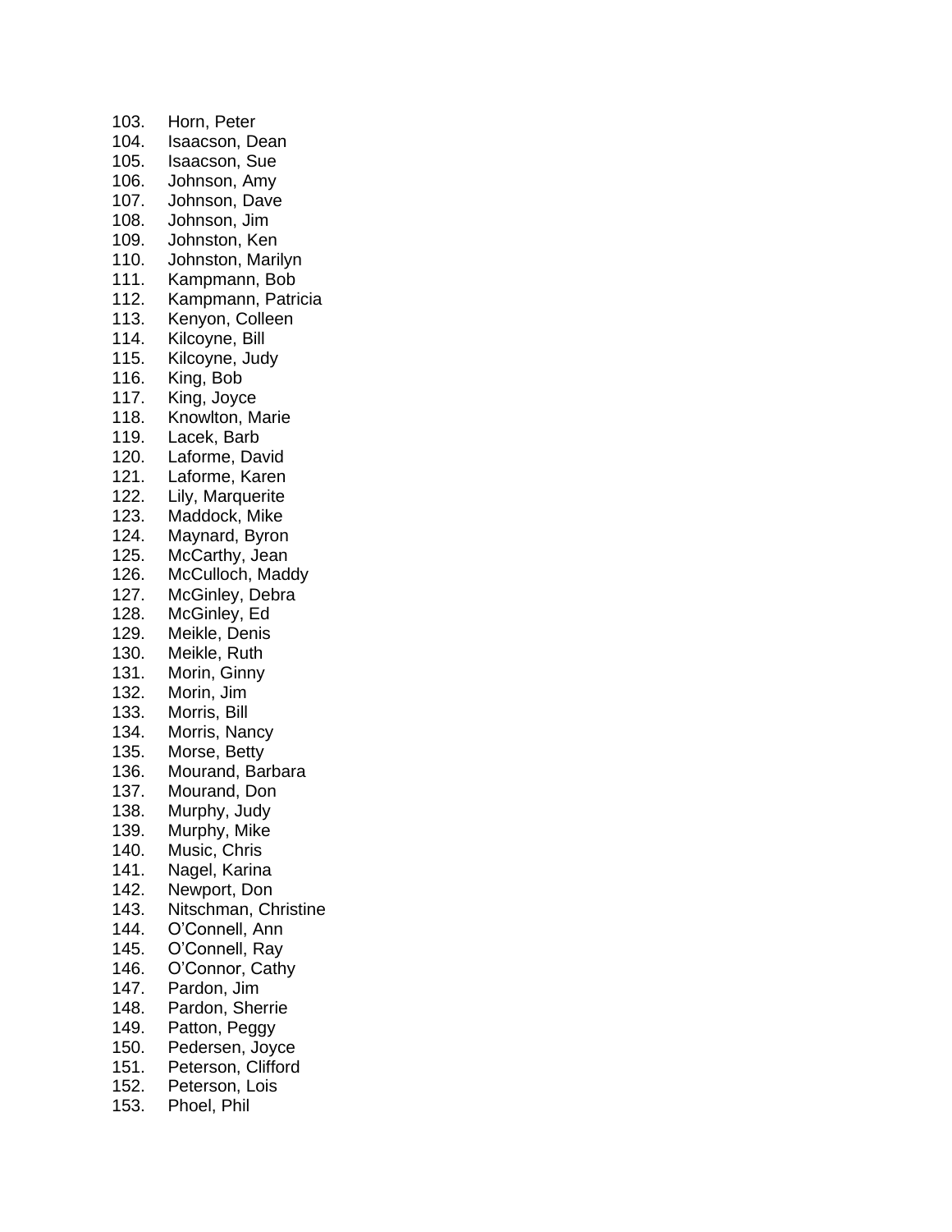103. Horn, Peter
104. Isaacson, Dean
105. Isaacson, Sue
106. Johnson, Amy
107. Johnson, Dave
108. Johnson, Jim
109. Johnston, Ken
110. Johnston, Marilyn
111. Kampmann, Bob
112. Kampmann, Patricia
113. Kenyon, Colleen
114. Kilcoyne, Bill
115. Kilcoyne, Judy
116. King, Bob
117. King, Joyce
118. Knowlton, Marie
119. Lacek, Barb
120. Laforme, David
121. Laforme, Karen
122. Lily, Marquerite
123. Maddock, Mike
124. Maynard, Byron
125. McCarthy, Jean
126. McCulloch, Maddy
127. McGinley, Debra
128. McGinley, Ed
129. Meikle, Denis
130. Meikle, Ruth
131. Morin, Ginny
132. Morin, Jim
133. Morris, Bill
134. Morris, Nancy
135. Morse, Betty
136. Mourand, Barbara
137. Mourand, Don
138. Murphy, Judy
139. Murphy, Mike
140. Music, Chris
141. Nagel, Karina
142. Newport, Don
143. Nitschman, Christine
144. O'Connell, Ann
145. O'Connell, Ray
146. O'Connor, Cathy
147. Pardon, Jim
148. Pardon, Sherrie
149. Patton, Peggy
150. Pedersen, Joyce
151. Peterson, Clifford
152. Peterson, Lois
153. Phoel, Phil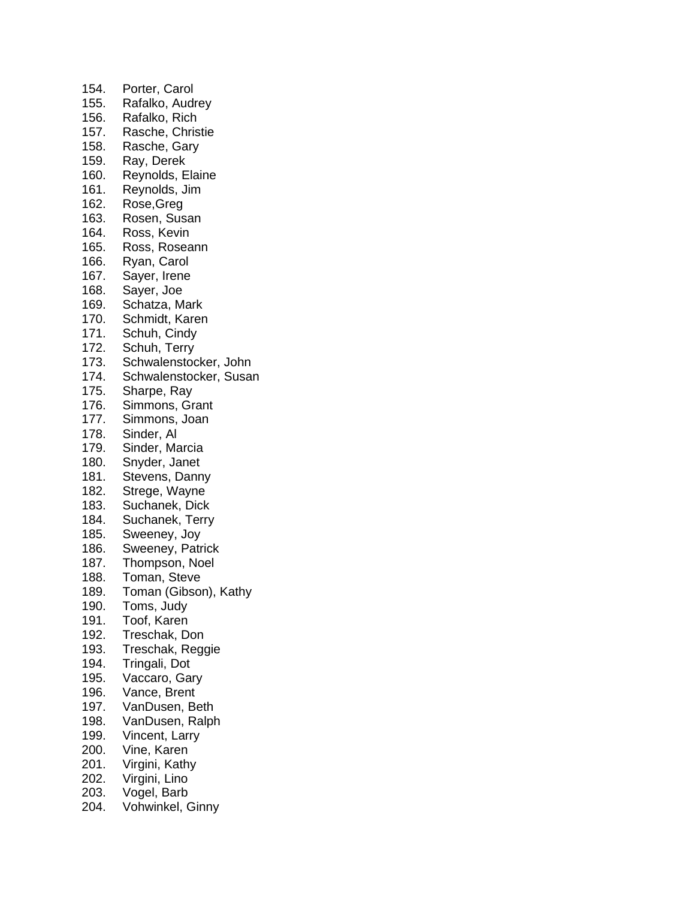154. Porter, Carol
155. Rafalko, Audrey
156. Rafalko, Rich
157. Rasche, Christie
158. Rasche, Gary
159. Ray, Derek
160. Reynolds, Elaine
161. Reynolds, Jim
162. Rose,Greg
163. Rosen, Susan
164. Ross, Kevin
165. Ross, Roseann
166. Ryan, Carol
167. Sayer, Irene
168. Sayer, Joe
169. Schatza, Mark
170. Schmidt, Karen
171. Schuh, Cindy
172. Schuh, Terry
173. Schwalenstocker, John
174. Schwalenstocker, Susan
175. Sharpe, Ray
176. Simmons, Grant
177. Simmons, Joan
178. Sinder, Al
179. Sinder, Marcia
180. Snyder, Janet
181. Stevens, Danny
182. Strege, Wayne
183. Suchanek, Dick
184. Suchanek, Terry
185. Sweeney, Joy
186. Sweeney, Patrick
187. Thompson, Noel
188. Toman, Steve
189. Toman (Gibson), Kathy
190. Toms, Judy
191. Toof, Karen
192. Treschak, Don
193. Treschak, Reggie
194. Tringali, Dot
195. Vaccaro, Gary
196. Vance, Brent
197. VanDusen, Beth
198. VanDusen, Ralph
199. Vincent, Larry
200. Vine, Karen
201. Virgini, Kathy
202. Virgini, Lino
203. Vogel, Barb
204. Vohwinkel, Ginny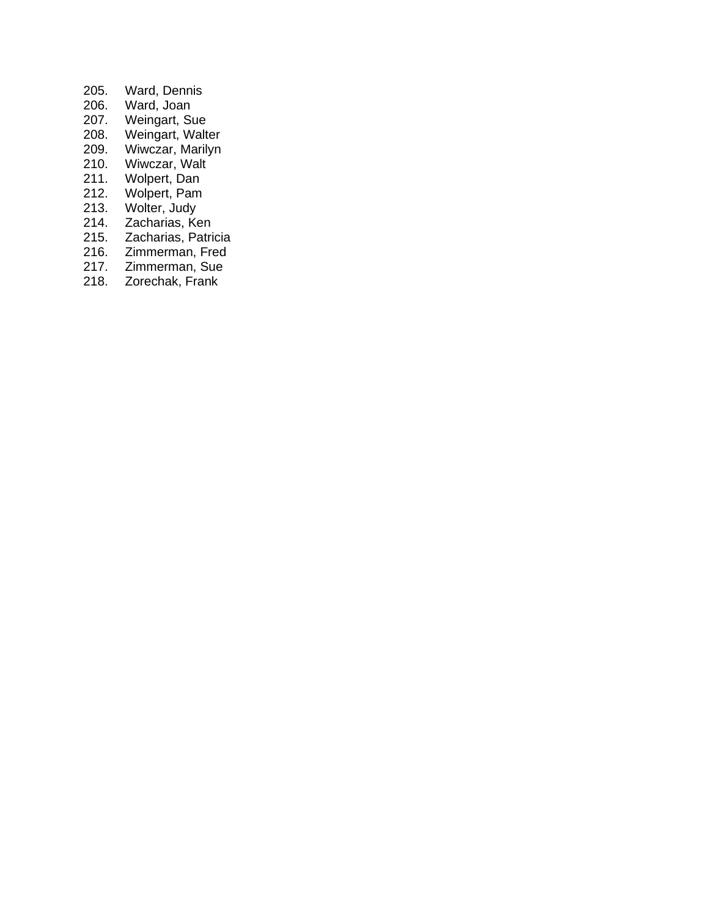205. Ward, Dennis
206. Ward, Joan
207. Weingart, Sue
208. Weingart, Walter
209. Wiwczar, Marilyn
210. Wiwczar, Walt
211. Wolpert, Dan
212. Wolpert, Pam
213. Wolter, Judy
214. Zacharias, Ken
215. Zacharias, Patricia
216. Zimmerman, Fred
217. Zimmerman, Sue
218. Zorechak, Frank